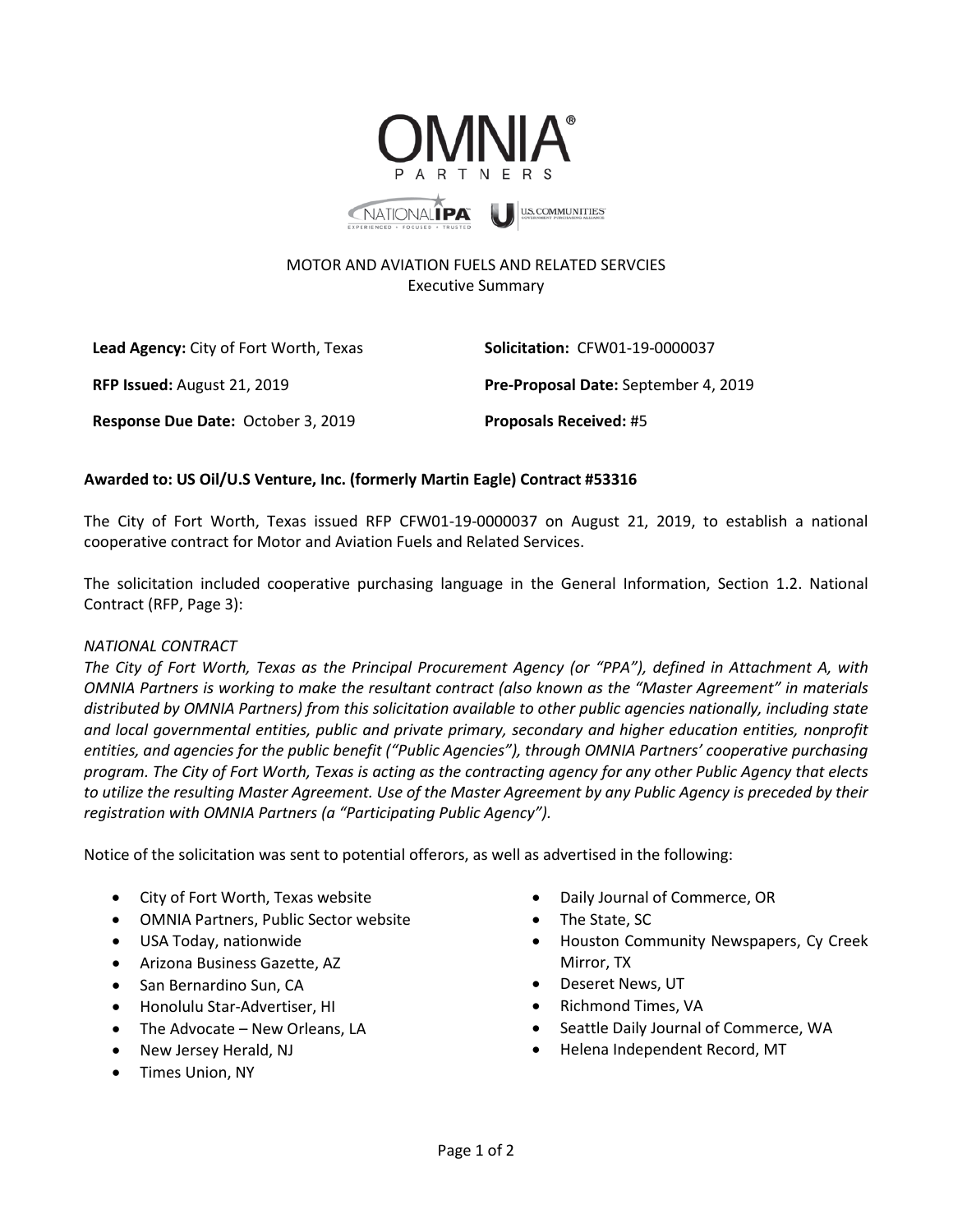# MOTOR AND AVIATION FUELS AND RELATED SERVCIES

## Executive Summary

**Lead Agency:** City of Fort Worth, Texas

**Solicitation:** CFW01-19-0000037

**RFP Issued:** August 21, 2019

**Pre-Proposal Date:** September 4, 2019

**Response Due Date:** October 3, 2019

**Proposals Received:** #5

**Awarded to: US Oil/U.S Venture, Inc. (formerly Martin Eagle) Contract #53316**

The City of Fort Worth, Texas issued RFP CFW01-19-0000037 on August 21, 2019, to establish a national cooperative contract for Motor and Aviation Fuels and Related Services.

The solicitation included cooperative purchasing language in the General Information, Section 1.2. National Contract (RFP, Page 3):

*NATIONAL CONTRACT*

*The City of Fort Worth, Texas as the Principal Procurement Agency (or "PPA"), defined in Attachment A, with OMNIA Partners is working to make the resultant contract (also known as the "Master Agreement" in materials distributed by OMNIA Partners) from this solicitation available to other public agencies nationally, including state and local governmental entities, public and private primary, secondary and higher education entities, nonprofit entities, and agencies for the public benefit ("Public Agencies"), through OMNIA Partners' cooperative purchasing program. The City of Fort Worth, Texas is acting as the contracting agency for any other Public Agency that elects to utilize the resulting Master Agreement. Use of the Master Agreement by any Public Agency is preceded by their registration with OMNIA Partners (a "Participating Public Agency").*

Notice of the solicitation was sent to potential offerors, as well as advertised in the following:

- City of Fort Worth, Texas website
- OMNIA Partners, Public Sector website
- USA Today, nationwide
- Arizona Business Gazette, AZ
- San Bernardino Sun, CA
- Honolulu Star-Advertiser, HI
- The Advocate – New Orleans, LA
- New Jersey Herald, NJ
- Times Union, NY
- Daily Journal of Commerce, OR
- The State, SC
- Houston Community Newspapers, Cy Creek Mirror, TX
- Deseret News, UT
- Richmond Times, VA
- Seattle Daily Journal of Commerce, WA
- Helena Independent Record, MT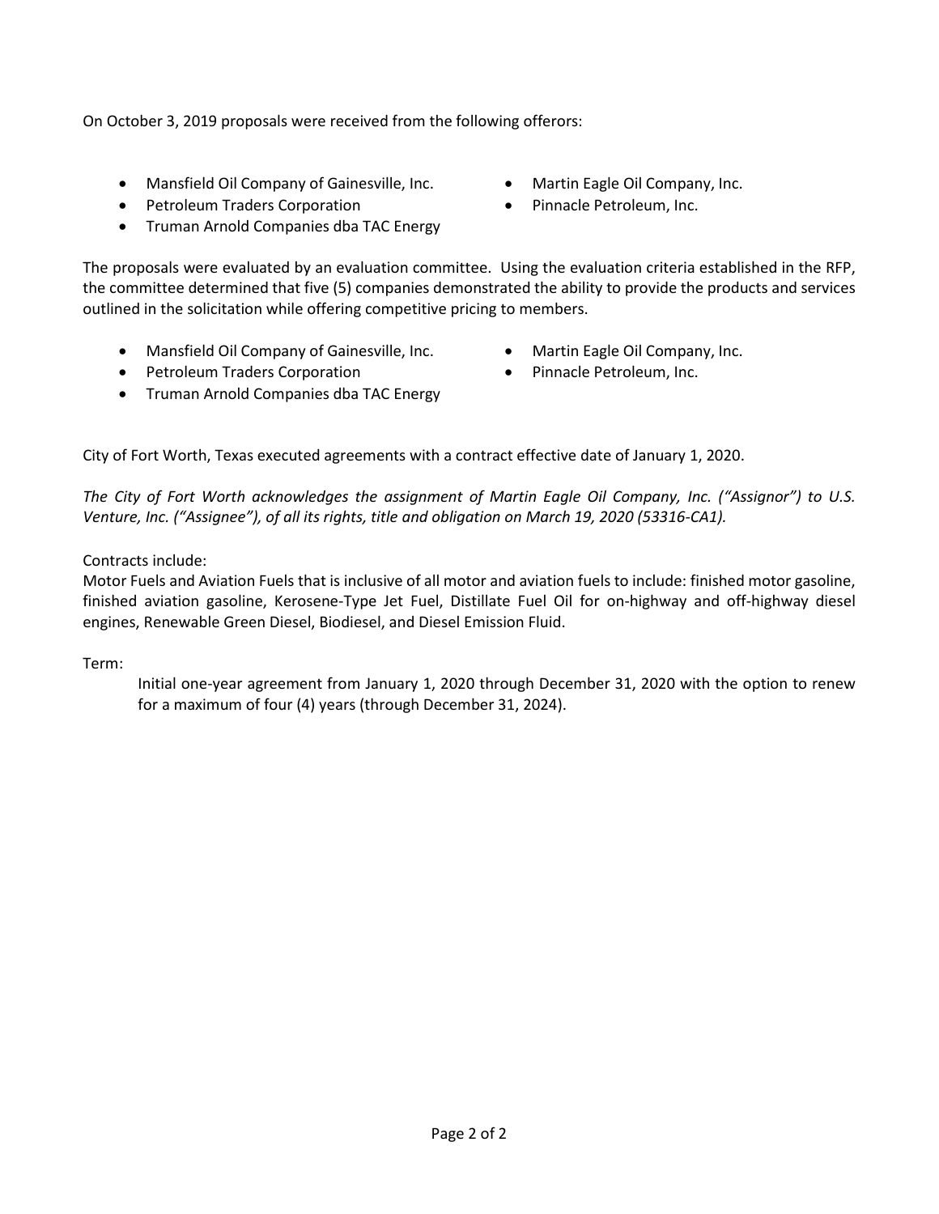On October 3, 2019 proposals were received from the following offerors:

- Mansfield Oil Company of Gainesville, Inc.
- Petroleum Traders Corporation
- Truman Arnold Companies dba TAC Energy
- Martin Eagle Oil Company, Inc.
- Pinnacle Petroleum, Inc.

The proposals were evaluated by an evaluation committee. Using the evaluation criteria established in the RFP, the committee determined that five (5) companies demonstrated the ability to provide the products and services outlined in the solicitation while offering competitive pricing to members.

- Mansfield Oil Company of Gainesville, Inc.
- Petroleum Traders Corporation
- Truman Arnold Companies dba TAC Energy
- Martin Eagle Oil Company, Inc.
- Pinnacle Petroleum, Inc.

City of Fort Worth, Texas executed agreements with a contract effective date of January 1, 2020.

*The City of Fort Worth acknowledges the assignment of Martin Eagle Oil Company, Inc. ("Assignor") to U.S. Venture, Inc. ("Assignee"), of all its rights, title and obligation on March 19, 2020 (53316-CA1).*

Contracts include:
Motor Fuels and Aviation Fuels that is inclusive of all motor and aviation fuels to include: finished motor gasoline, finished aviation gasoline, Kerosene-Type Jet Fuel, Distillate Fuel Oil for on-highway and off-highway diesel engines, Renewable Green Diesel, Biodiesel, and Diesel Emission Fluid.

Term:

Initial one-year agreement from January 1, 2020 through December 31, 2020 with the option to renew for a maximum of four (4) years (through December 31, 2024).